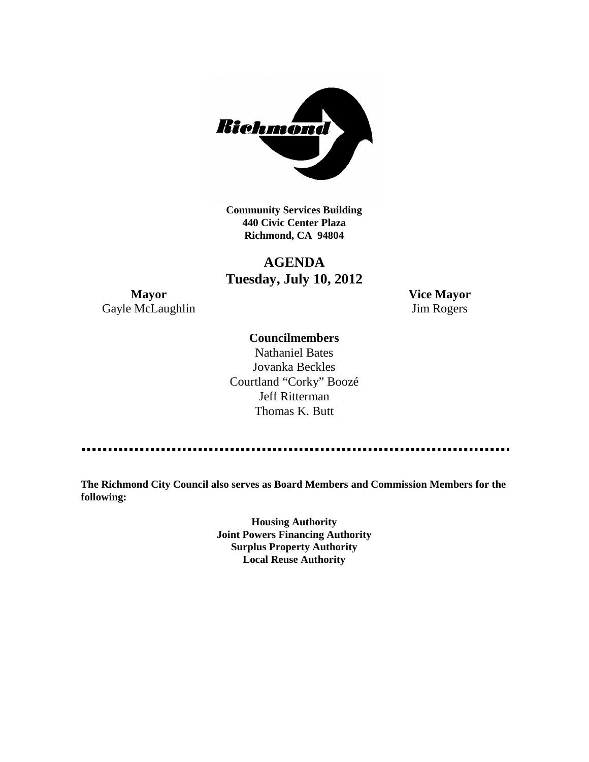**Community Services Building**
**440 Civic Center Plaza**
**Richmond, CA 94804**

# AGENDA
## Tuesday, July 10, 2012

**Mayor**
Gayle McLaughlin

**Vice Mayor**
Jim Rogers

**Councilmembers**

Nathaniel Bates
Jovanka Beckles
Courtland "Corky" Boozé
Jeff Ritterman
Thomas K. Butt

**The Richmond City Council also serves as Board Members and Commission Members for the following:**

**Housing Authority**
**Joint Powers Financing Authority**
**Surplus Property Authority**
**Local Reuse Authority**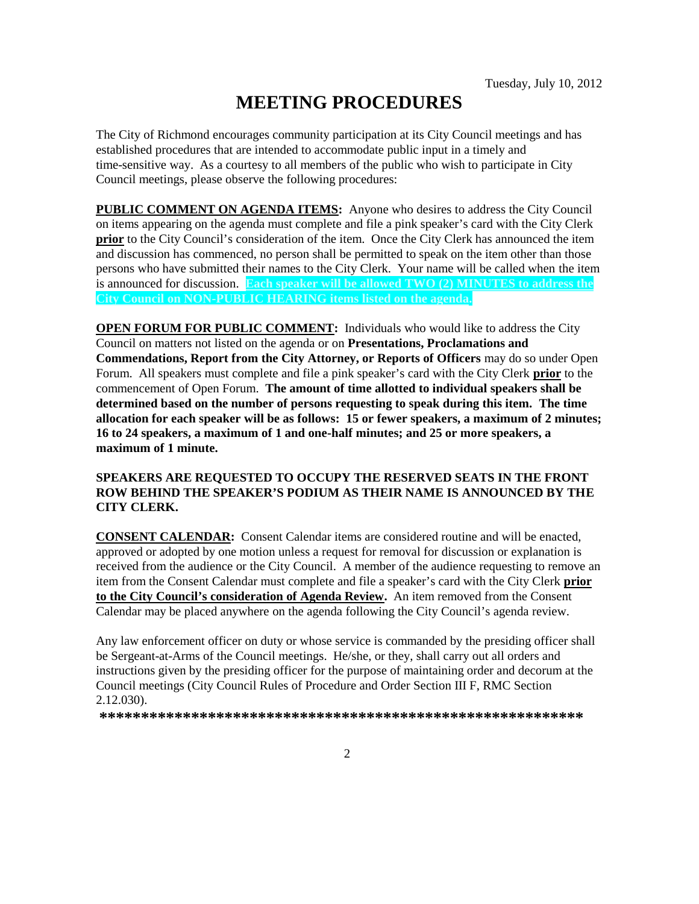Tuesday, July 10, 2012

# MEETING PROCEDURES

The City of Richmond encourages community participation at its City Council meetings and has established procedures that are intended to accommodate public input in a timely and time-sensitive way. As a courtesy to all members of the public who wish to participate in City Council meetings, please observe the following procedures:

**PUBLIC COMMENT ON AGENDA ITEMS:** Anyone who desires to address the City Council on items appearing on the agenda must complete and file a pink speaker's card with the City Clerk **prior** to the City Council's consideration of the item. Once the City Clerk has announced the item and discussion has commenced, no person shall be permitted to speak on the item other than those persons who have submitted their names to the City Clerk. Your name will be called when the item is announced for discussion. **Each speaker will be allowed TWO (2) MINUTES to address the City Council on NON-PUBLIC HEARING items listed on the agenda.**

**OPEN FORUM FOR PUBLIC COMMENT:** Individuals who would like to address the City Council on matters not listed on the agenda or on **Presentations, Proclamations and Commendations, Report from the City Attorney, or Reports of Officers** may do so under Open Forum. All speakers must complete and file a pink speaker's card with the City Clerk **prior** to the commencement of Open Forum. **The amount of time allotted to individual speakers shall be determined based on the number of persons requesting to speak during this item. The time allocation for each speaker will be as follows: 15 or fewer speakers, a maximum of 2 minutes; 16 to 24 speakers, a maximum of 1 and one-half minutes; and 25 or more speakers, a maximum of 1 minute.**

**SPEAKERS ARE REQUESTED TO OCCUPY THE RESERVED SEATS IN THE FRONT ROW BEHIND THE SPEAKER'S PODIUM AS THEIR NAME IS ANNOUNCED BY THE CITY CLERK.**

**CONSENT CALENDAR:** Consent Calendar items are considered routine and will be enacted, approved or adopted by one motion unless a request for removal for discussion or explanation is received from the audience or the City Council. A member of the audience requesting to remove an item from the Consent Calendar must complete and file a speaker's card with the City Clerk **prior to the City Council's consideration of Agenda Review.** An item removed from the Consent Calendar may be placed anywhere on the agenda following the City Council's agenda review.

Any law enforcement officer on duty or whose service is commanded by the presiding officer shall be Sergeant-at-Arms of the Council meetings. He/she, or they, shall carry out all orders and instructions given by the presiding officer for the purpose of maintaining order and decorum at the Council meetings (City Council Rules of Procedure and Order Section III F, RMC Section 2.12.030).

**************************************************************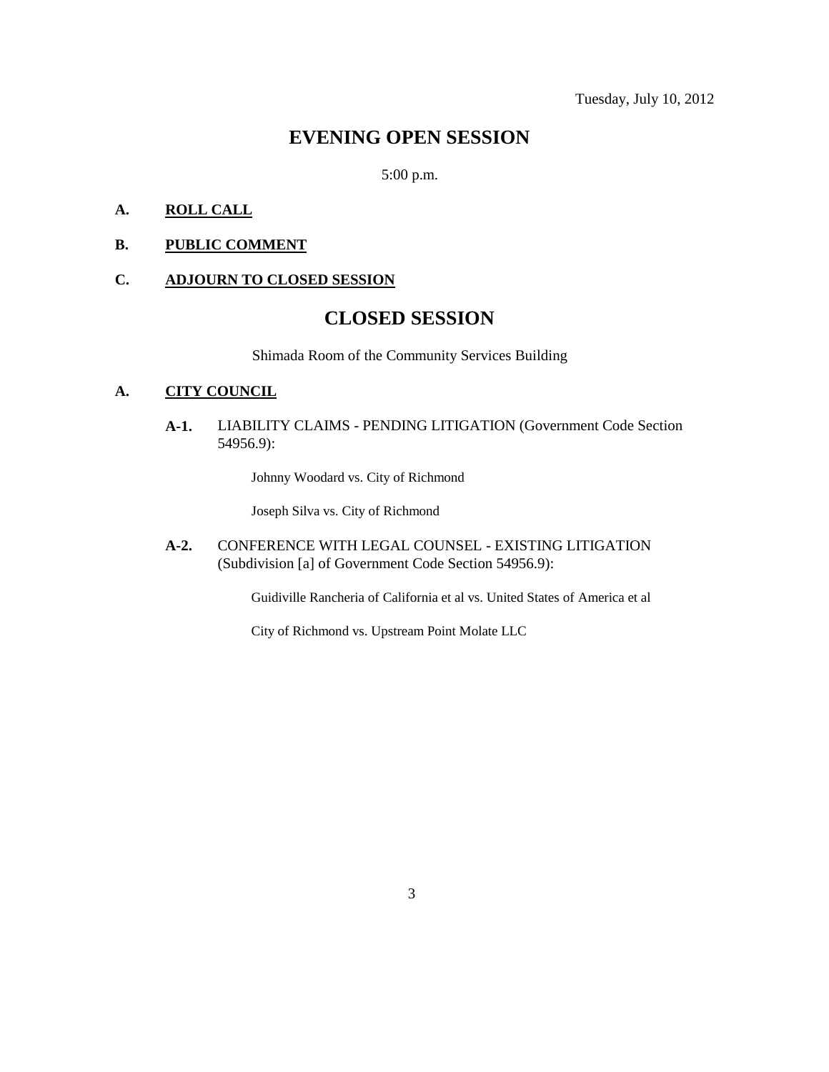Tuesday, July 10, 2012

# EVENING OPEN SESSION

5:00 p.m.

**A.** **ROLL CALL**

**B.** **PUBLIC COMMENT**

**C.** **ADJOURN TO CLOSED SESSION**

# CLOSED SESSION

Shimada Room of the Community Services Building

**A.** **CITY COUNCIL**

**A-1.** LIABILITY CLAIMS - PENDING LITIGATION (Government Code Section 54956.9):

Johnny Woodard vs. City of Richmond

Joseph Silva vs. City of Richmond

**A-2.** CONFERENCE WITH LEGAL COUNSEL - EXISTING LITIGATION (Subdivision [a] of Government Code Section 54956.9):

Guidiville Rancheria of California et al vs. United States of America et al

City of Richmond vs. Upstream Point Molate LLC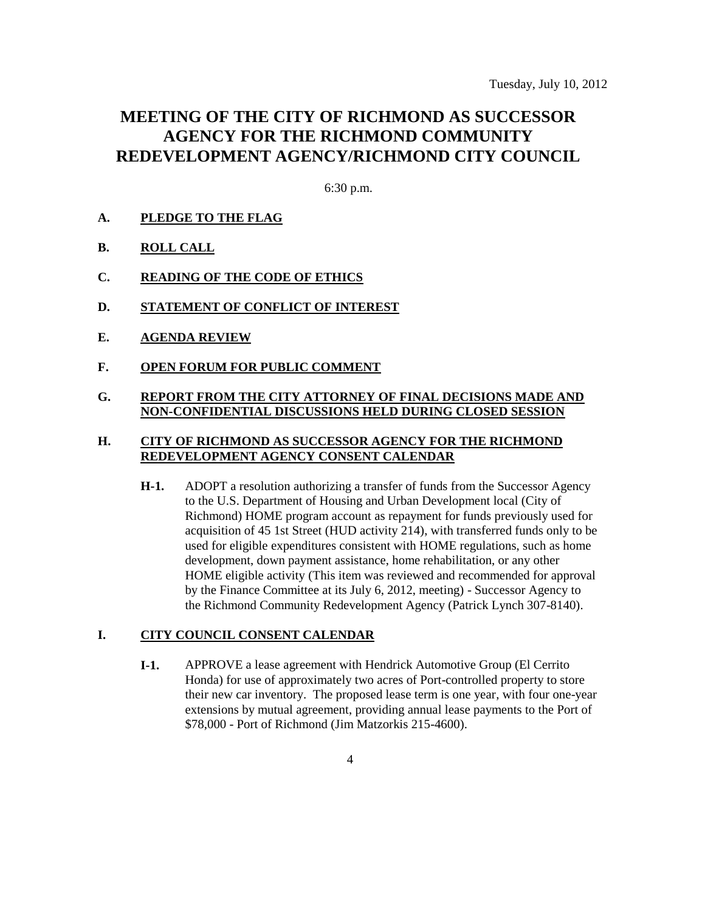Tuesday, July 10, 2012

# MEETING OF THE CITY OF RICHMOND AS SUCCESSOR AGENCY FOR THE RICHMOND COMMUNITY REDEVELOPMENT AGENCY/RICHMOND CITY COUNCIL

6:30 p.m.

**A. PLEDGE TO THE FLAG**

**B. ROLL CALL**

**C. READING OF THE CODE OF ETHICS**

**D. STATEMENT OF CONFLICT OF INTEREST**

**E. AGENDA REVIEW**

**F. OPEN FORUM FOR PUBLIC COMMENT**

**G. REPORT FROM THE CITY ATTORNEY OF FINAL DECISIONS MADE AND NON-CONFIDENTIAL DISCUSSIONS HELD DURING CLOSED SESSION**

**H. CITY OF RICHMOND AS SUCCESSOR AGENCY FOR THE RICHMOND REDEVELOPMENT AGENCY CONSENT CALENDAR**

**H-1.** ADOPT a resolution authorizing a transfer of funds from the Successor Agency to the U.S. Department of Housing and Urban Development local (City of Richmond) HOME program account as repayment for funds previously used for acquisition of 45 1st Street (HUD activity 214), with transferred funds only to be used for eligible expenditures consistent with HOME regulations, such as home development, down payment assistance, home rehabilitation, or any other HOME eligible activity (This item was reviewed and recommended for approval by the Finance Committee at its July 6, 2012, meeting) - Successor Agency to the Richmond Community Redevelopment Agency (Patrick Lynch 307-8140).

**I. CITY COUNCIL CONSENT CALENDAR**

**I-1.** APPROVE a lease agreement with Hendrick Automotive Group (El Cerrito Honda) for use of approximately two acres of Port-controlled property to store their new car inventory. The proposed lease term is one year, with four one-year extensions by mutual agreement, providing annual lease payments to the Port of $78,000 - Port of Richmond (Jim Matzorkis 215-4600).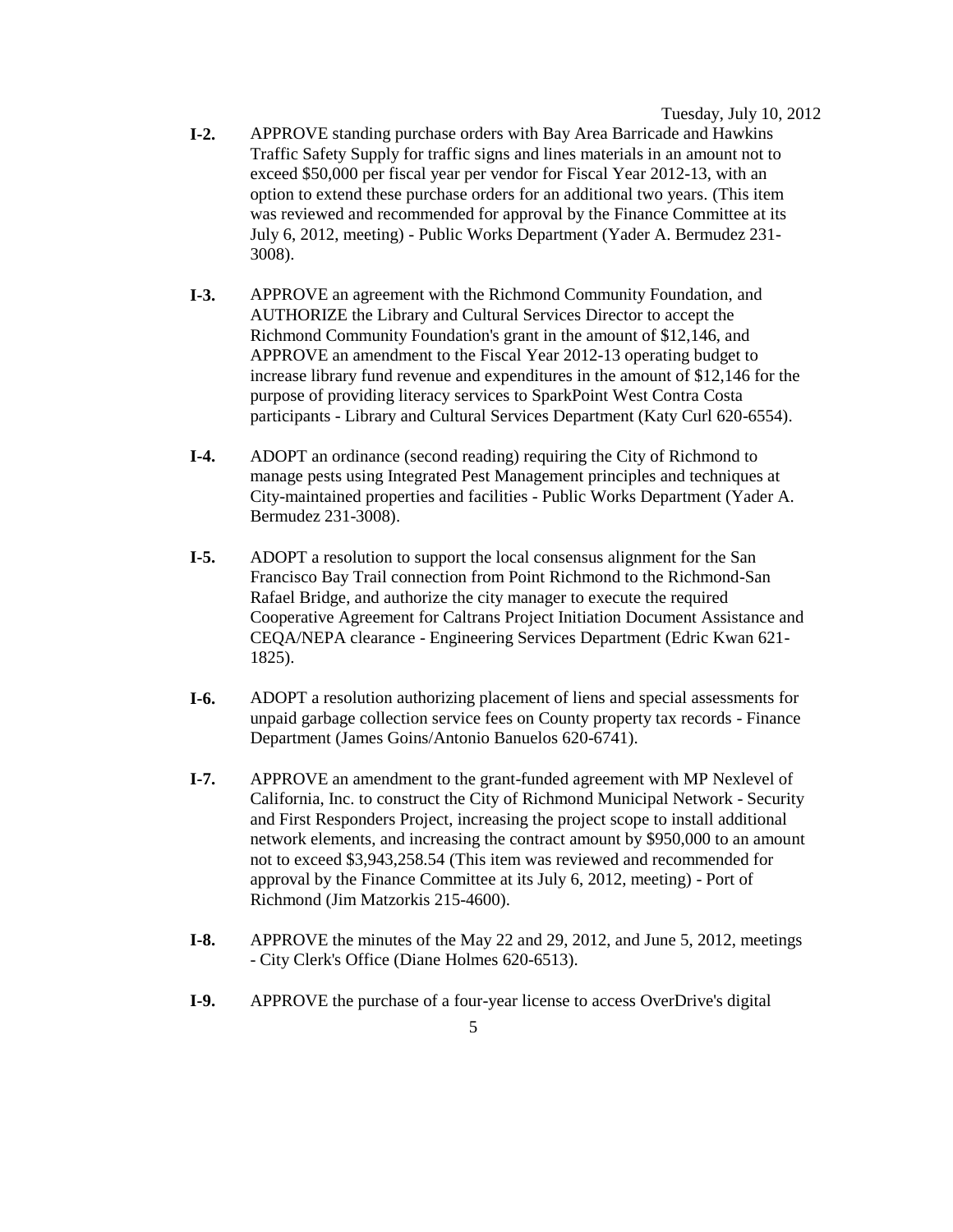**I-2.** APPROVE standing purchase orders with Bay Area Barricade and Hawkins Traffic Safety Supply for traffic signs and lines materials in an amount not to exceed $50,000 per fiscal year per vendor for Fiscal Year 2012-13, with an option to extend these purchase orders for an additional two years. (This item was reviewed and recommended for approval by the Finance Committee at its July 6, 2012, meeting) - Public Works Department (Yader A. Bermudez 231-3008).

**I-3.** APPROVE an agreement with the Richmond Community Foundation, and AUTHORIZE the Library and Cultural Services Director to accept the Richmond Community Foundation's grant in the amount of $12,146, and APPROVE an amendment to the Fiscal Year 2012-13 operating budget to increase library fund revenue and expenditures in the amount of $12,146 for the purpose of providing literacy services to SparkPoint West Contra Costa participants - Library and Cultural Services Department (Katy Curl 620-6554).

**I-4.** ADOPT an ordinance (second reading) requiring the City of Richmond to manage pests using Integrated Pest Management principles and techniques at City-maintained properties and facilities - Public Works Department (Yader A. Bermudez 231-3008).

**I-5.** ADOPT a resolution to support the local consensus alignment for the San Francisco Bay Trail connection from Point Richmond to the Richmond-San Rafael Bridge, and authorize the city manager to execute the required Cooperative Agreement for Caltrans Project Initiation Document Assistance and CEQA/NEPA clearance - Engineering Services Department (Edric Kwan 621-1825).

**I-6.** ADOPT a resolution authorizing placement of liens and special assessments for unpaid garbage collection service fees on County property tax records - Finance Department (James Goins/Antonio Banuelos 620-6741).

**I-7.** APPROVE an amendment to the grant-funded agreement with MP Nexlevel of California, Inc. to construct the City of Richmond Municipal Network - Security and First Responders Project, increasing the project scope to install additional network elements, and increasing the contract amount by $950,000 to an amount not to exceed $3,943,258.54 (This item was reviewed and recommended for approval by the Finance Committee at its July 6, 2012, meeting) - Port of Richmond (Jim Matzorkis 215-4600).

**I-8.** APPROVE the minutes of the May 22 and 29, 2012, and June 5, 2012, meetings - City Clerk's Office (Diane Holmes 620-6513).

**I-9.** APPROVE the purchase of a four-year license to access OverDrive's digital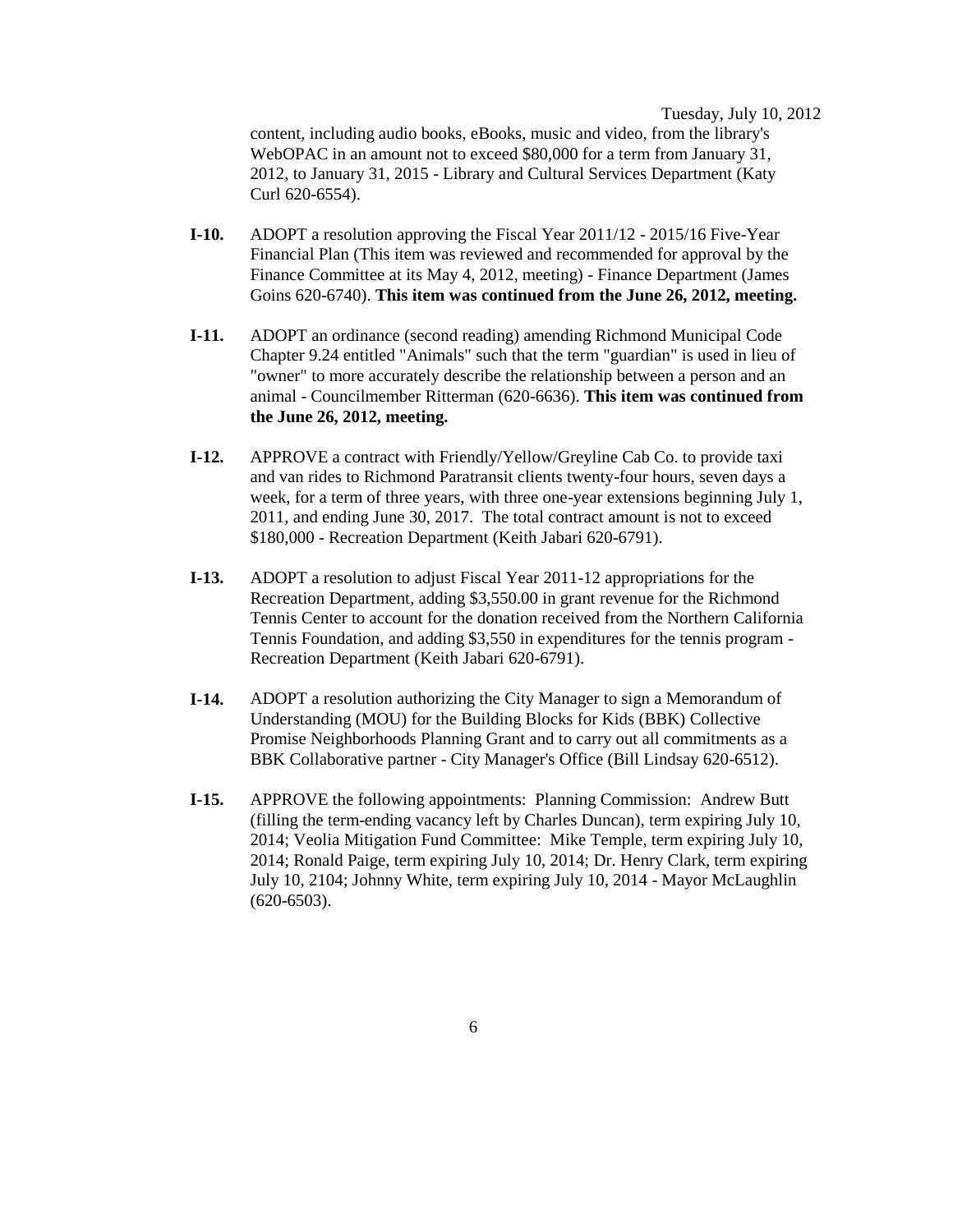content, including audio books, eBooks, music and video, from the library's WebOPAC in an amount not to exceed $80,000 for a term from January 31, 2012, to January 31, 2015 - Library and Cultural Services Department (Katy Curl 620-6554).

**I-10.** ADOPT a resolution approving the Fiscal Year 2011/12 - 2015/16 Five-Year Financial Plan (This item was reviewed and recommended for approval by the Finance Committee at its May 4, 2012, meeting) - Finance Department (James Goins 620-6740). **This item was continued from the June 26, 2012, meeting.**

**I-11.** ADOPT an ordinance (second reading) amending Richmond Municipal Code Chapter 9.24 entitled "Animals" such that the term "guardian" is used in lieu of "owner" to more accurately describe the relationship between a person and an animal - Councilmember Ritterman (620-6636). **This item was continued from the June 26, 2012, meeting.**

**I-12.** APPROVE a contract with Friendly/Yellow/Greyline Cab Co. to provide taxi and van rides to Richmond Paratransit clients twenty-four hours, seven days a week, for a term of three years, with three one-year extensions beginning July 1, 2011, and ending June 30, 2017. The total contract amount is not to exceed $180,000 - Recreation Department (Keith Jabari 620-6791).

**I-13.** ADOPT a resolution to adjust Fiscal Year 2011-12 appropriations for the Recreation Department, adding $3,550.00 in grant revenue for the Richmond Tennis Center to account for the donation received from the Northern California Tennis Foundation, and adding $3,550 in expenditures for the tennis program - Recreation Department (Keith Jabari 620-6791).

**I-14.** ADOPT a resolution authorizing the City Manager to sign a Memorandum of Understanding (MOU) for the Building Blocks for Kids (BBK) Collective Promise Neighborhoods Planning Grant and to carry out all commitments as a BBK Collaborative partner - City Manager's Office (Bill Lindsay 620-6512).

**I-15.** APPROVE the following appointments: Planning Commission: Andrew Butt (filling the term-ending vacancy left by Charles Duncan), term expiring July 10, 2014; Veolia Mitigation Fund Committee: Mike Temple, term expiring July 10, 2014; Ronald Paige, term expiring July 10, 2014; Dr. Henry Clark, term expiring July 10, 2104; Johnny White, term expiring July 10, 2014 - Mayor McLaughlin (620-6503).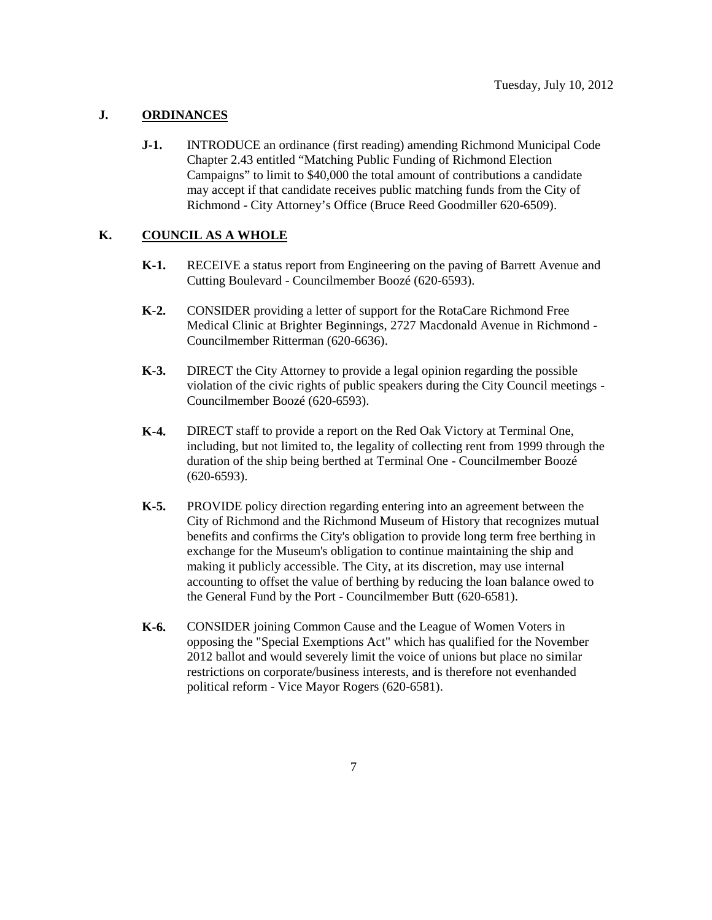## J. ORDINANCES

**J-1.** INTRODUCE an ordinance (first reading) amending Richmond Municipal Code Chapter 2.43 entitled "Matching Public Funding of Richmond Election Campaigns" to limit to $40,000 the total amount of contributions a candidate may accept if that candidate receives public matching funds from the City of Richmond - City Attorney's Office (Bruce Reed Goodmiller 620-6509).

## K. COUNCIL AS A WHOLE

**K-1.** RECEIVE a status report from Engineering on the paving of Barrett Avenue and Cutting Boulevard - Councilmember Boozé (620-6593).

**K-2.** CONSIDER providing a letter of support for the RotaCare Richmond Free Medical Clinic at Brighter Beginnings, 2727 Macdonald Avenue in Richmond - Councilmember Ritterman (620-6636).

**K-3.** DIRECT the City Attorney to provide a legal opinion regarding the possible violation of the civic rights of public speakers during the City Council meetings - Councilmember Boozé (620-6593).

**K-4.** DIRECT staff to provide a report on the Red Oak Victory at Terminal One, including, but not limited to, the legality of collecting rent from 1999 through the duration of the ship being berthed at Terminal One - Councilmember Boozé (620-6593).

**K-5.** PROVIDE policy direction regarding entering into an agreement between the City of Richmond and the Richmond Museum of History that recognizes mutual benefits and confirms the City's obligation to provide long term free berthing in exchange for the Museum's obligation to continue maintaining the ship and making it publicly accessible. The City, at its discretion, may use internal accounting to offset the value of berthing by reducing the loan balance owed to the General Fund by the Port - Councilmember Butt (620-6581).

**K-6.** CONSIDER joining Common Cause and the League of Women Voters in opposing the "Special Exemptions Act" which has qualified for the November 2012 ballot and would severely limit the voice of unions but place no similar restrictions on corporate/business interests, and is therefore not evenhanded political reform - Vice Mayor Rogers (620-6581).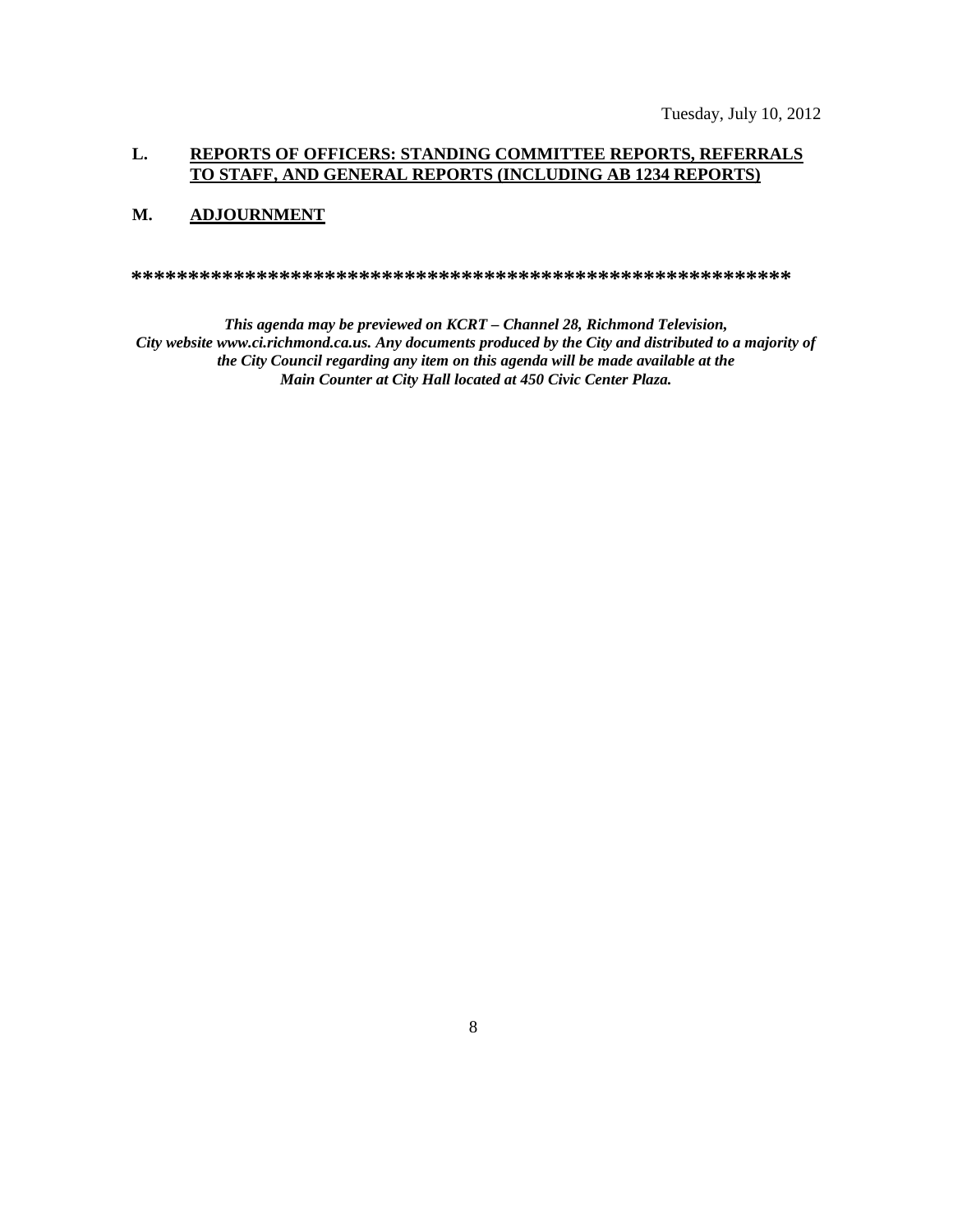Tuesday, July 10, 2012

**L. <u>REPORTS OF OFFICERS: STANDING COMMITTEE REPORTS, REFERRALS TO STAFF, AND GENERAL REPORTS (INCLUDING AB 1234 REPORTS)</u>**

**M. <u>ADJOURNMENT</u>**

**\*\*\*\*\*\*\*\*\*\*\*\*\*\*\*\*\*\*\*\*\*\*\*\*\*\*\*\*\*\*\*\*\*\*\*\*\*\*\*\*\*\*\*\*\*\*\*\*\*\*\*\*\*\*\*\*\*\*\*\*\***

***This agenda may be previewed on KCRT – Channel 28, Richmond Television, City website www.ci.richmond.ca.us. Any documents produced by the City and distributed to a majority of the City Council regarding any item on this agenda will be made available at the Main Counter at City Hall located at 450 Civic Center Plaza.***